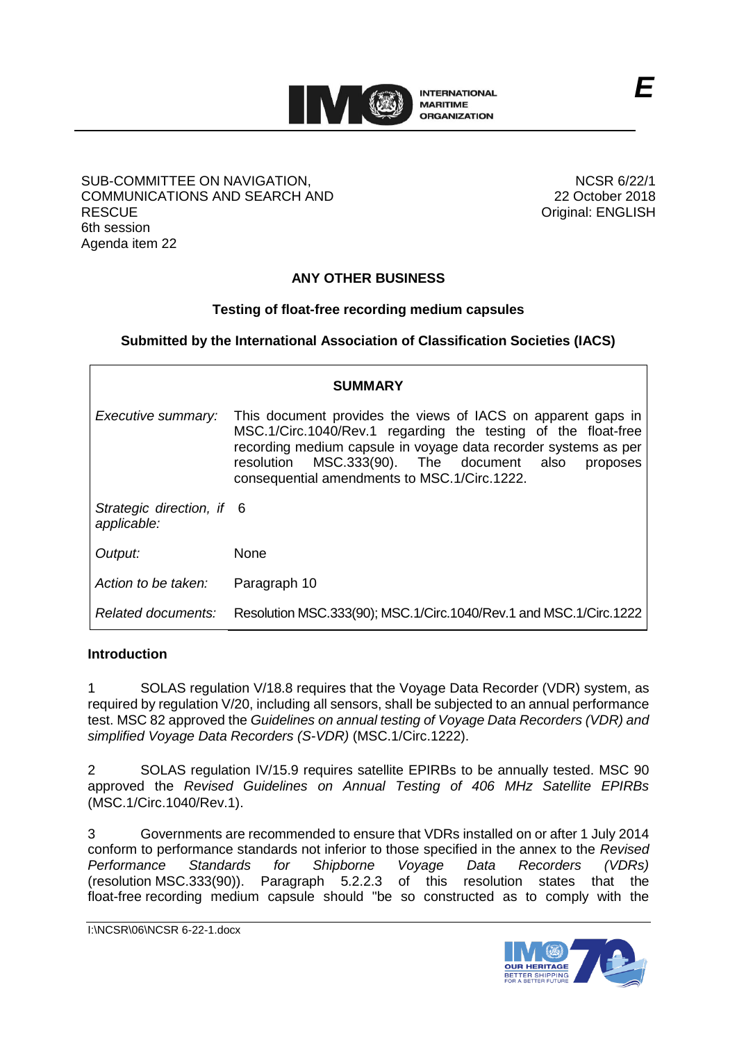E

SUB-COMMITTEE ON NAVIGATION, COMMUNICATIONS AND SEARCH AND RESCUE
6th session
Agenda item 22

NCSR 6/22/1
22 October 2018
Original: ENGLISH

## ANY OTHER BUSINESS

### Testing of float-free recording medium capsules

**Submitted by the International Association of Classification Societies (IACS)**

| **SUMMARY** | |
|---|---|
| *Executive summary:* | This document provides the views of IACS on apparent gaps in MSC.1/Circ.1040/Rev.1 regarding the testing of the float-free recording medium capsule in voyage data recorder systems as per resolution MSC.333(90). The document also proposes consequential amendments to MSC.1/Circ.1222. |
| *Strategic direction, if applicable:* | 6 |
| *Output:* | None |
| *Action to be taken:* | Paragraph 10 |
| *Related documents:* | Resolution MSC.333(90); MSC.1/Circ.1040/Rev.1 and MSC.1/Circ.1222 |

**Introduction**

1 SOLAS regulation V/18.8 requires that the Voyage Data Recorder (VDR) system, as required by regulation V/20, including all sensors, shall be subjected to an annual performance test. MSC 82 approved the *Guidelines on annual testing of Voyage Data Recorders (VDR) and simplified Voyage Data Recorders (S-VDR)* (MSC.1/Circ.1222).

2 SOLAS regulation IV/15.9 requires satellite EPIRBs to be annually tested. MSC 90 approved the *Revised Guidelines on Annual Testing of 406 MHz Satellite EPIRBs* (MSC.1/Circ.1040/Rev.1).

3 Governments are recommended to ensure that VDRs installed on or after 1 July 2014 conform to performance standards not inferior to those specified in the annex to the *Revised Performance Standards for Shipborne Voyage Data Recorders (VDRs)* (resolution MSC.333(90)). Paragraph 5.2.2.3 of this resolution states that the float-free recording medium capsule should "be so constructed as to comply with the

I:\NCSR\06\NCSR 6-22-1.docx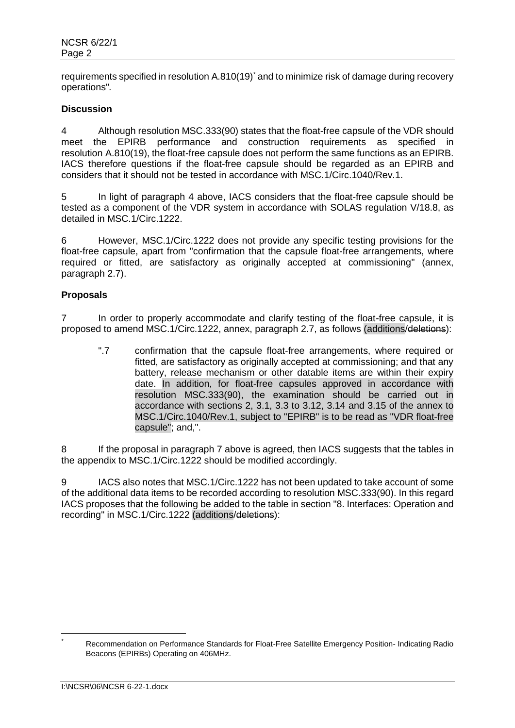requirements specified in resolution A.810(19)* and to minimize risk of damage during recovery operations".

**Discussion**

4 Although resolution MSC.333(90) states that the float-free capsule of the VDR should meet the EPIRB performance and construction requirements as specified in resolution A.810(19), the float-free capsule does not perform the same functions as an EPIRB. IACS therefore questions if the float-free capsule should be regarded as an EPIRB and considers that it should not be tested in accordance with MSC.1/Circ.1040/Rev.1.

5 In light of paragraph 4 above, IACS considers that the float-free capsule should be tested as a component of the VDR system in accordance with SOLAS regulation V/18.8, as detailed in MSC.1/Circ.1222.

6 However, MSC.1/Circ.1222 does not provide any specific testing provisions for the float-free capsule, apart from "confirmation that the capsule float-free arrangements, where required or fitted, are satisfactory as originally accepted at commissioning" (annex, paragraph 2.7).

**Proposals**

7 In order to properly accommodate and clarify testing of the float-free capsule, it is proposed to amend MSC.1/Circ.1222, annex, paragraph 2.7, as follows (additions/~~deletions~~):

> ".7 confirmation that the capsule float-free arrangements, where required or fitted, are satisfactory as originally accepted at commissioning; and that any battery, release mechanism or other datable items are within their expiry date. In addition, for float-free capsules approved in accordance with resolution MSC.333(90), the examination should be carried out in accordance with sections 2, 3.1, 3.3 to 3.12, 3.14 and 3.15 of the annex to MSC.1/Circ.1040/Rev.1, subject to "EPIRB" is to be read as "VDR float-free capsule"; and,".

8 If the proposal in paragraph 7 above is agreed, then IACS suggests that the tables in the appendix to MSC.1/Circ.1222 should be modified accordingly.

9 IACS also notes that MSC.1/Circ.1222 has not been updated to take account of some of the additional data items to be recorded according to resolution MSC.333(90). In this regard IACS proposes that the following be added to the table in section "8. Interfaces: Operation and recording" in MSC.1/Circ.1222 (additions/~~deletions~~):

* Recommendation on Performance Standards for Float-Free Satellite Emergency Position- Indicating Radio Beacons (EPIRBs) Operating on 406MHz.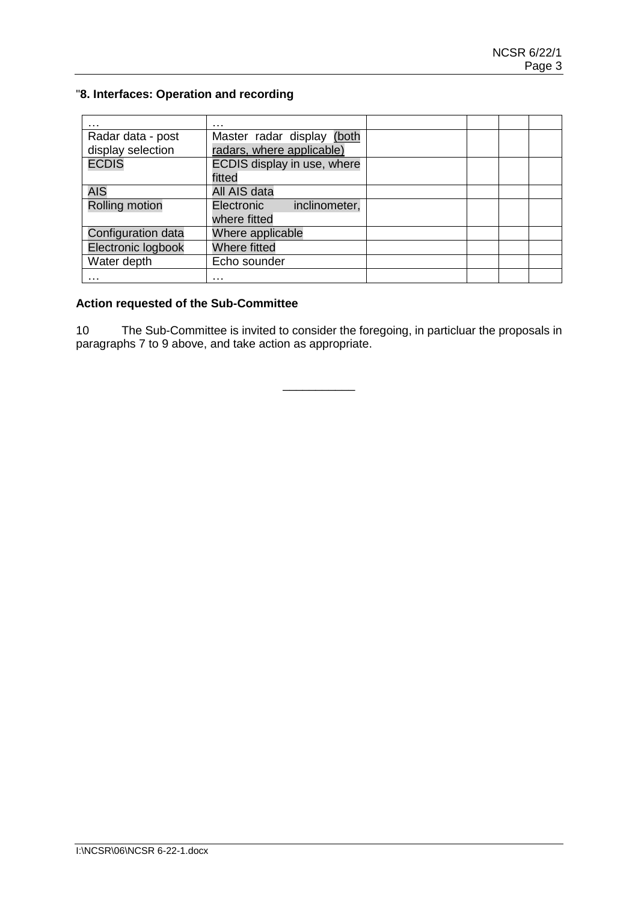"**8. Interfaces: Operation and recording**

| | | | | | |
|---|---|---|---|---|---|
| … | … | | | | |
| Radar data - post display selection | Master radar display (both radars, where applicable) | | | | |
| ECDIS | ECDIS display in use, where fitted | | | | |
| AIS | All AIS data | | | | |
| Rolling motion | Electronic inclinometer, where fitted | | | | |
| Configuration data | Where applicable | | | | |
| Electronic logbook | Where fitted | | | | |
| Water depth | Echo sounder | | | | |
| … | … | | | | |

**Action requested of the Sub-Committee**

10 The Sub-Committee is invited to consider the foregoing, in particluar the proposals in paragraphs 7 to 9 above, and take action as appropriate.

___________